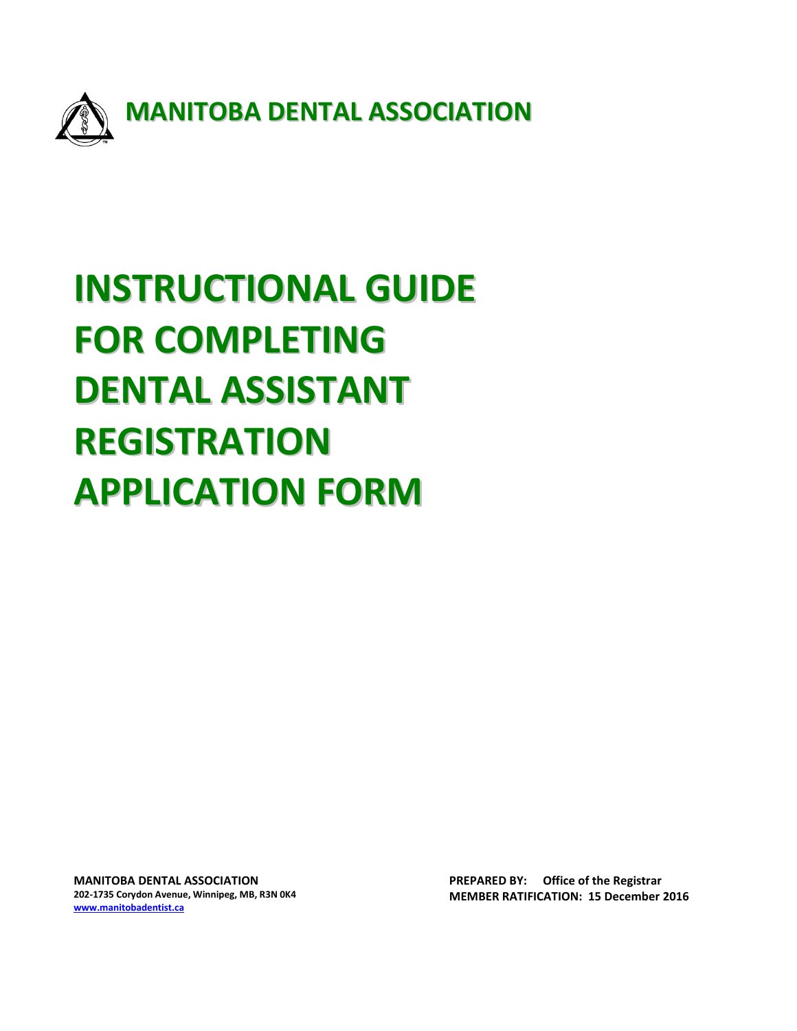# MANITOBA DENTAL ASSOCIATION

# INSTRUCTIONAL GUIDE FOR COMPLETING DENTAL ASSISTANT REGISTRATION APPLICATION FORM

**MANITOBA DENTAL ASSOCIATION**
**202-1735 Corydon Avenue, Winnipeg, MB, R3N 0K4**
**www.manitobadentist.ca**

**PREPARED BY: Office of the Registrar**
**MEMBER RATIFICATION: 15 December 2016**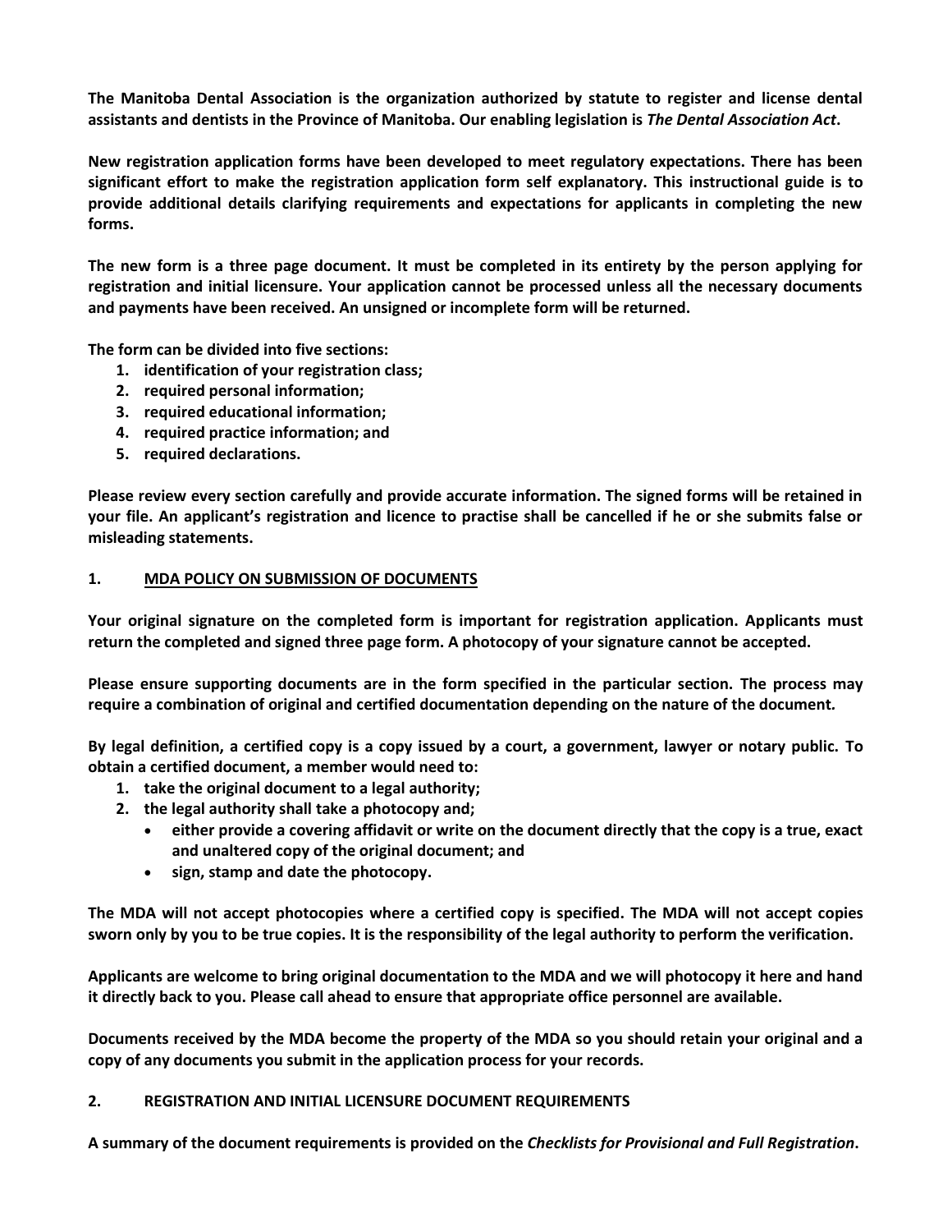**The Manitoba Dental Association is the organization authorized by statute to register and license dental assistants and dentists in the Province of Manitoba. Our enabling legislation is *The Dental Association Act*.**

**New registration application forms have been developed to meet regulatory expectations. There has been significant effort to make the registration application form self explanatory. This instructional guide is to provide additional details clarifying requirements and expectations for applicants in completing the new forms.**

**The new form is a three page document. It must be completed in its entirety by the person applying for registration and initial licensure. Your application cannot be processed unless all the necessary documents and payments have been received. An unsigned or incomplete form will be returned.**

**The form can be divided into five sections:**

1. **identification of your registration class;**
2. **required personal information;**
3. **required educational information;**
4. **required practice information; and**
5. **required declarations.**

**Please review every section carefully and provide accurate information. The signed forms will be retained in your file. An applicant's registration and licence to practise shall be cancelled if he or she submits false or misleading statements.**

## 1. MDA POLICY ON SUBMISSION OF DOCUMENTS

**Your original signature on the completed form is important for registration application. Applicants must return the completed and signed three page form. A photocopy of your signature cannot be accepted.**

**Please ensure supporting documents are in the form specified in the particular section. The process may require a combination of original and certified documentation depending on the nature of the document.**

**By legal definition, a certified copy is a copy issued by a court, a government, lawyer or notary public. To obtain a certified document, a member would need to:**

1. **take the original document to a legal authority;**
2. **the legal authority shall take a photocopy and;**
   - **either provide a covering affidavit or write on the document directly that the copy is a true, exact and unaltered copy of the original document; and**
   - **sign, stamp and date the photocopy.**

**The MDA will not accept photocopies where a certified copy is specified. The MDA will not accept copies sworn only by you to be true copies. It is the responsibility of the legal authority to perform the verification.**

**Applicants are welcome to bring original documentation to the MDA and we will photocopy it here and hand it directly back to you. Please call ahead to ensure that appropriate office personnel are available.**

**Documents received by the MDA become the property of the MDA so you should retain your original and a copy of any documents you submit in the application process for your records.**

## 2. REGISTRATION AND INITIAL LICENSURE DOCUMENT REQUIREMENTS

**A summary of the document requirements is provided on the *Checklists for Provisional and Full Registration*.**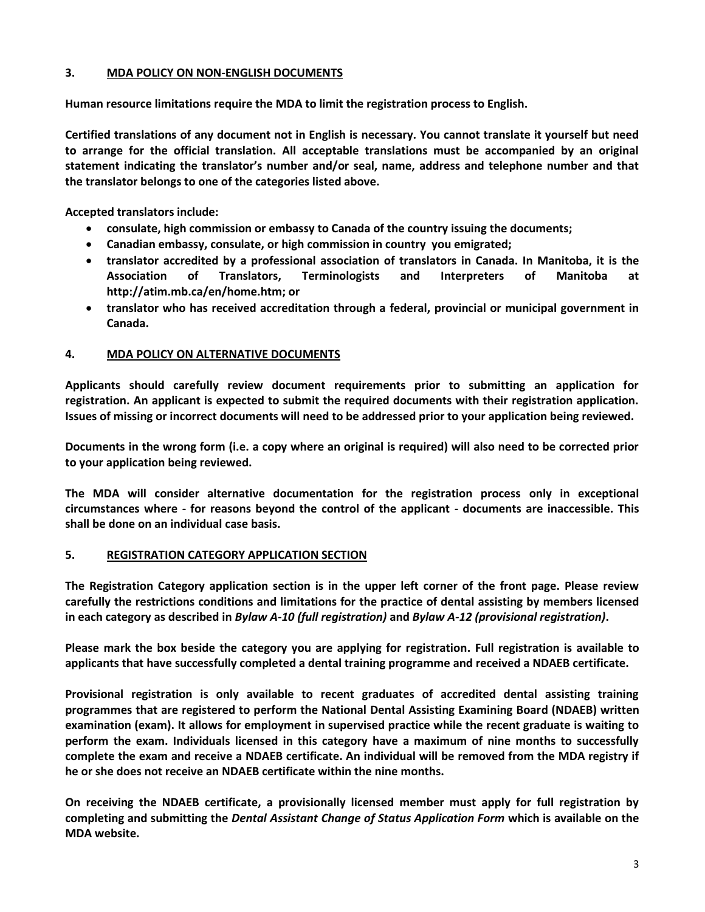## 3. MDA POLICY ON NON-ENGLISH DOCUMENTS

**Human resource limitations require the MDA to limit the registration process to English.**

**Certified translations of any document not in English is necessary. You cannot translate it yourself but need to arrange for the official translation. All acceptable translations must be accompanied by an original statement indicating the translator's number and/or seal, name, address and telephone number and that the translator belongs to one of the categories listed above.**

**Accepted translators include:**

- **consulate, high commission or embassy to Canada of the country issuing the documents;**
- **Canadian embassy, consulate, or high commission in country you emigrated;**
- **translator accredited by a professional association of translators in Canada. In Manitoba, it is the Association of Translators, Terminologists and Interpreters of Manitoba at http://atim.mb.ca/en/home.htm; or**
- **translator who has received accreditation through a federal, provincial or municipal government in Canada.**

## 4. MDA POLICY ON ALTERNATIVE DOCUMENTS

**Applicants should carefully review document requirements prior to submitting an application for registration. An applicant is expected to submit the required documents with their registration application. Issues of missing or incorrect documents will need to be addressed prior to your application being reviewed.**

**Documents in the wrong form (i.e. a copy where an original is required) will also need to be corrected prior to your application being reviewed.**

**The MDA will consider alternative documentation for the registration process only in exceptional circumstances where - for reasons beyond the control of the applicant - documents are inaccessible. This shall be done on an individual case basis.**

## 5. REGISTRATION CATEGORY APPLICATION SECTION

**The Registration Category application section is in the upper left corner of the front page. Please review carefully the restrictions conditions and limitations for the practice of dental assisting by members licensed in each category as described in *Bylaw A-10 (full registration)* and *Bylaw A-12 (provisional registration)*.**

**Please mark the box beside the category you are applying for registration. Full registration is available to applicants that have successfully completed a dental training programme and received a NDAEB certificate.**

**Provisional registration is only available to recent graduates of accredited dental assisting training programmes that are registered to perform the National Dental Assisting Examining Board (NDAEB) written examination (exam). It allows for employment in supervised practice while the recent graduate is waiting to perform the exam. Individuals licensed in this category have a maximum of nine months to successfully complete the exam and receive a NDAEB certificate. An individual will be removed from the MDA registry if he or she does not receive an NDAEB certificate within the nine months.**

**On receiving the NDAEB certificate, a provisionally licensed member must apply for full registration by completing and submitting the *Dental Assistant Change of Status Application Form* which is available on the MDA website.**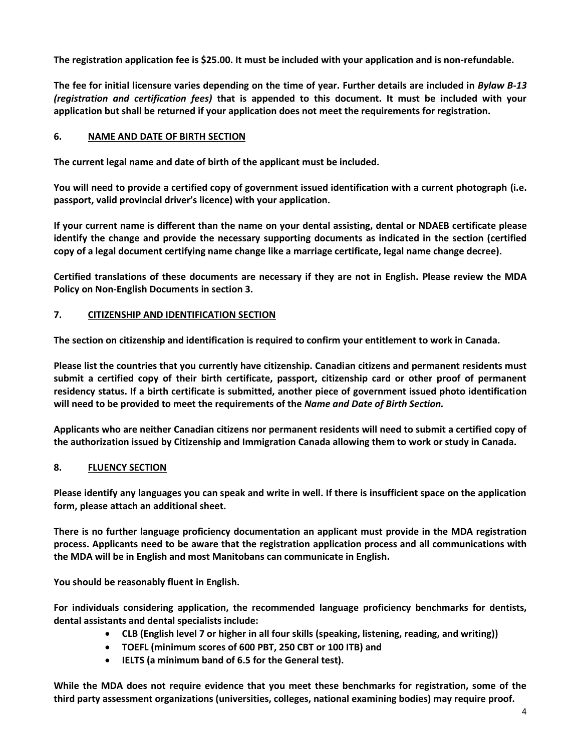**The registration application fee is $25.00. It must be included with your application and is non-refundable.**

**The fee for initial licensure varies depending on the time of year. Further details are included in *Bylaw B-13 (registration and certification fees)* that is appended to this document. It must be included with your application but shall be returned if your application does not meet the requirements for registration.**

## 6. NAME AND DATE OF BIRTH SECTION

**The current legal name and date of birth of the applicant must be included.**

**You will need to provide a certified copy of government issued identification with a current photograph (i.e. passport, valid provincial driver's licence) with your application.**

**If your current name is different than the name on your dental assisting, dental or NDAEB certificate please identify the change and provide the necessary supporting documents as indicated in the section (certified copy of a legal document certifying name change like a marriage certificate, legal name change decree).**

**Certified translations of these documents are necessary if they are not in English. Please review the MDA Policy on Non-English Documents in section 3.**

## 7. CITIZENSHIP AND IDENTIFICATION SECTION

**The section on citizenship and identification is required to confirm your entitlement to work in Canada.**

**Please list the countries that you currently have citizenship. Canadian citizens and permanent residents must submit a certified copy of their birth certificate, passport, citizenship card or other proof of permanent residency status. If a birth certificate is submitted, another piece of government issued photo identification will need to be provided to meet the requirements of the *Name and Date of Birth Section.***

**Applicants who are neither Canadian citizens nor permanent residents will need to submit a certified copy of the authorization issued by Citizenship and Immigration Canada allowing them to work or study in Canada.**

## 8. FLUENCY SECTION

**Please identify any languages you can speak and write in well. If there is insufficient space on the application form, please attach an additional sheet.**

**There is no further language proficiency documentation an applicant must provide in the MDA registration process. Applicants need to be aware that the registration application process and all communications with the MDA will be in English and most Manitobans can communicate in English.**

**You should be reasonably fluent in English.**

**For individuals considering application, the recommended language proficiency benchmarks for dentists, dental assistants and dental specialists include:**

- **CLB (English level 7 or higher in all four skills (speaking, listening, reading, and writing))**
- **TOEFL (minimum scores of 600 PBT, 250 CBT or 100 ITB) and**
- **IELTS (a minimum band of 6.5 for the General test).**

**While the MDA does not require evidence that you meet these benchmarks for registration, some of the third party assessment organizations (universities, colleges, national examining bodies) may require proof.**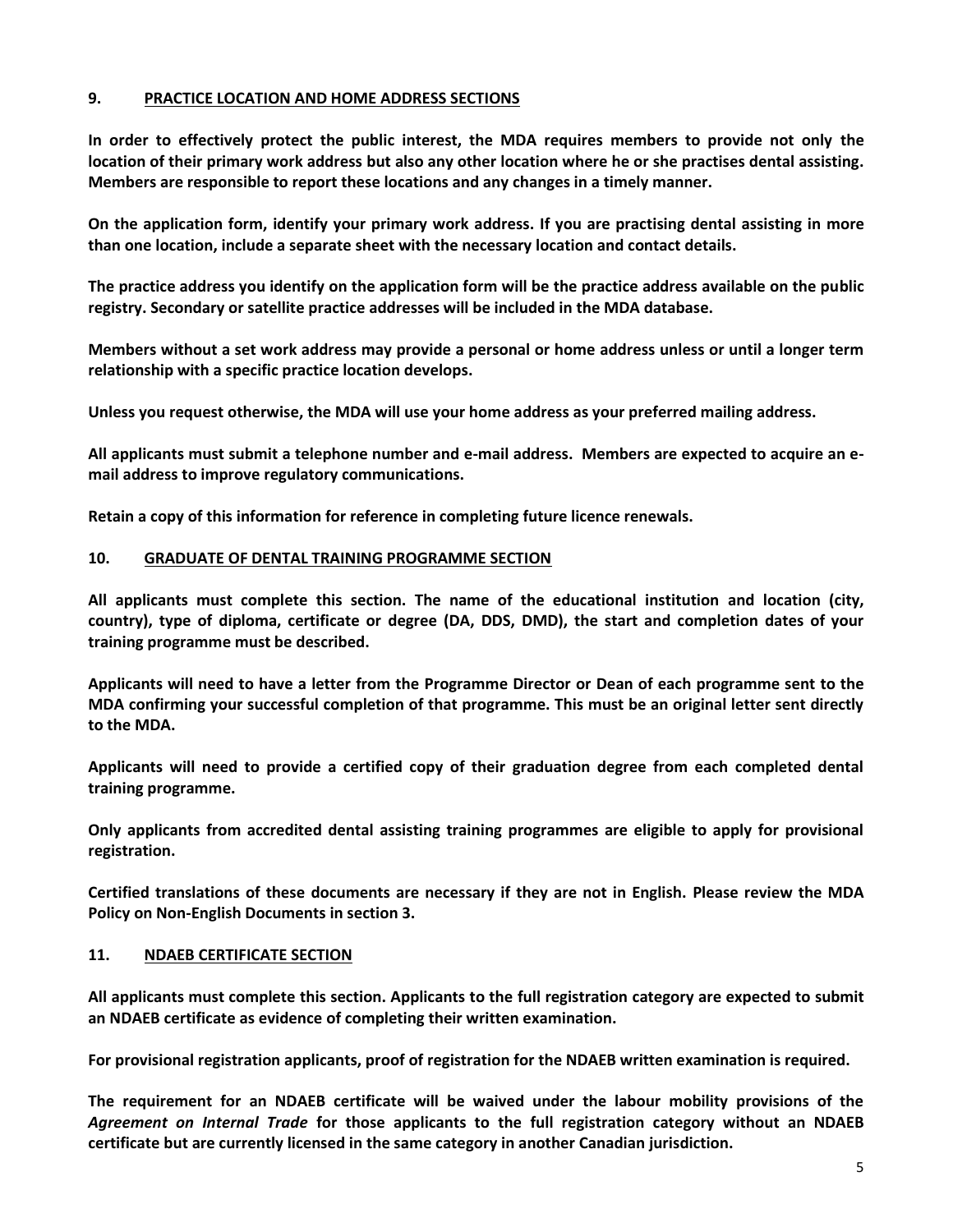## 9. PRACTICE LOCATION AND HOME ADDRESS SECTIONS

**In order to effectively protect the public interest, the MDA requires members to provide not only the location of their primary work address but also any other location where he or she practises dental assisting. Members are responsible to report these locations and any changes in a timely manner.**

**On the application form, identify your primary work address. If you are practising dental assisting in more than one location, include a separate sheet with the necessary location and contact details.**

**The practice address you identify on the application form will be the practice address available on the public registry. Secondary or satellite practice addresses will be included in the MDA database.**

**Members without a set work address may provide a personal or home address unless or until a longer term relationship with a specific practice location develops.**

**Unless you request otherwise, the MDA will use your home address as your preferred mailing address.**

**All applicants must submit a telephone number and e-mail address. Members are expected to acquire an e-mail address to improve regulatory communications.**

**Retain a copy of this information for reference in completing future licence renewals.**

## 10. GRADUATE OF DENTAL TRAINING PROGRAMME SECTION

**All applicants must complete this section. The name of the educational institution and location (city, country), type of diploma, certificate or degree (DA, DDS, DMD), the start and completion dates of your training programme must be described.**

**Applicants will need to have a letter from the Programme Director or Dean of each programme sent to the MDA confirming your successful completion of that programme. This must be an original letter sent directly to the MDA.**

**Applicants will need to provide a certified copy of their graduation degree from each completed dental training programme.**

**Only applicants from accredited dental assisting training programmes are eligible to apply for provisional registration.**

**Certified translations of these documents are necessary if they are not in English. Please review the MDA Policy on Non-English Documents in section 3.**

## 11. NDAEB CERTIFICATE SECTION

**All applicants must complete this section. Applicants to the full registration category are expected to submit an NDAEB certificate as evidence of completing their written examination.**

**For provisional registration applicants, proof of registration for the NDAEB written examination is required.**

**The requirement for an NDAEB certificate will be waived under the labour mobility provisions of the *Agreement on Internal Trade* for those applicants to the full registration category without an NDAEB certificate but are currently licensed in the same category in another Canadian jurisdiction.**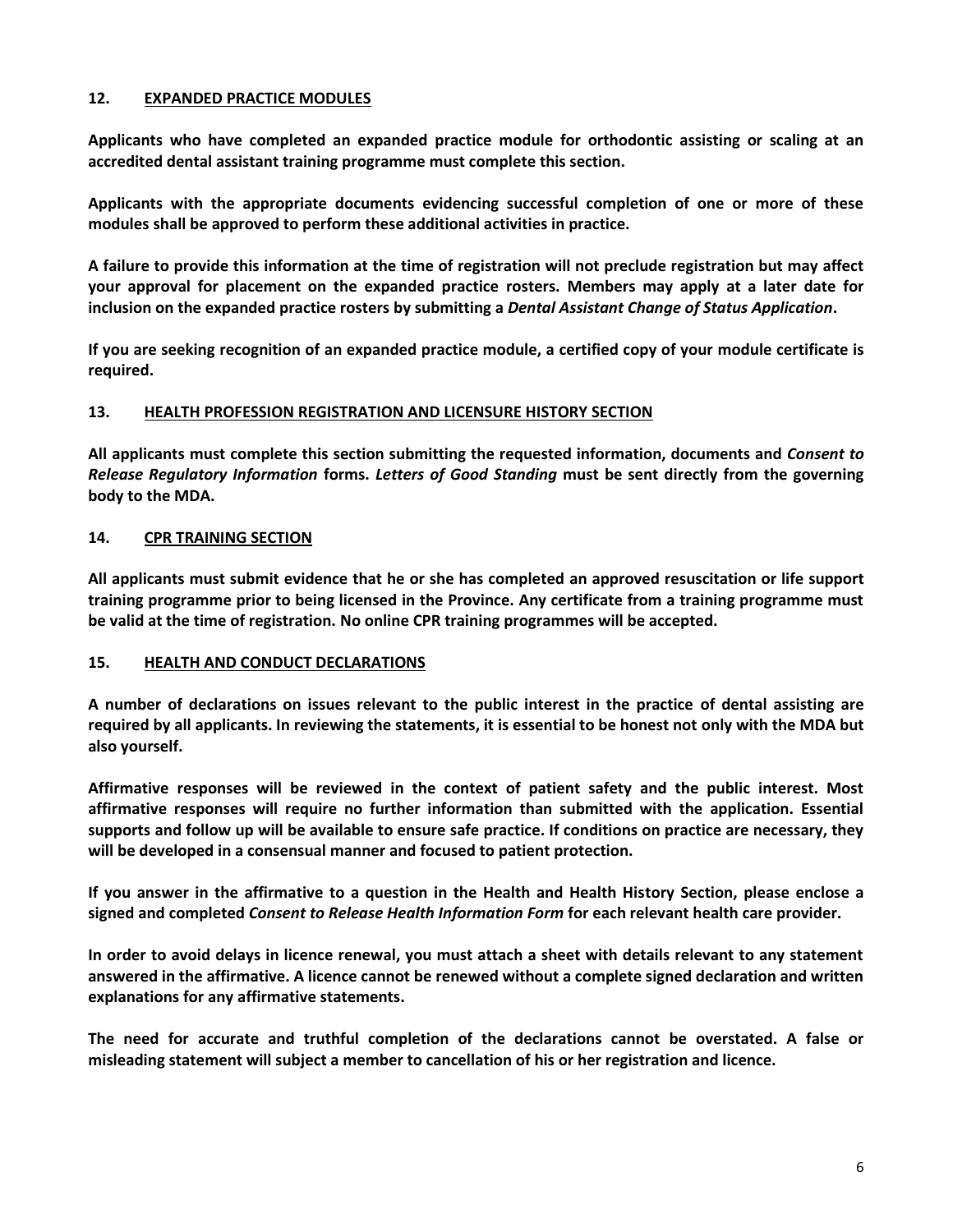## 12. EXPANDED PRACTICE MODULES

**Applicants who have completed an expanded practice module for orthodontic assisting or scaling at an accredited dental assistant training programme must complete this section.**

**Applicants with the appropriate documents evidencing successful completion of one or more of these modules shall be approved to perform these additional activities in practice.**

**A failure to provide this information at the time of registration will not preclude registration but may affect your approval for placement on the expanded practice rosters. Members may apply at a later date for inclusion on the expanded practice rosters by submitting a *Dental Assistant Change of Status Application*.**

**If you are seeking recognition of an expanded practice module, a certified copy of your module certificate is required.**

## 13. HEALTH PROFESSION REGISTRATION AND LICENSURE HISTORY SECTION

**All applicants must complete this section submitting the requested information, documents and *Consent to Release Regulatory Information* forms. *Letters of Good Standing* must be sent directly from the governing body to the MDA.**

## 14. CPR TRAINING SECTION

**All applicants must submit evidence that he or she has completed an approved resuscitation or life support training programme prior to being licensed in the Province. Any certificate from a training programme must be valid at the time of registration. No online CPR training programmes will be accepted.**

## 15. HEALTH AND CONDUCT DECLARATIONS

**A number of declarations on issues relevant to the public interest in the practice of dental assisting are required by all applicants. In reviewing the statements, it is essential to be honest not only with the MDA but also yourself.**

**Affirmative responses will be reviewed in the context of patient safety and the public interest. Most affirmative responses will require no further information than submitted with the application. Essential supports and follow up will be available to ensure safe practice. If conditions on practice are necessary, they will be developed in a consensual manner and focused to patient protection.**

**If you answer in the affirmative to a question in the Health and Health History Section, please enclose a signed and completed *Consent to Release Health Information Form* for each relevant health care provider.**

**In order to avoid delays in licence renewal, you must attach a sheet with details relevant to any statement answered in the affirmative. A licence cannot be renewed without a complete signed declaration and written explanations for any affirmative statements.**

**The need for accurate and truthful completion of the declarations cannot be overstated. A false or misleading statement will subject a member to cancellation of his or her registration and licence.**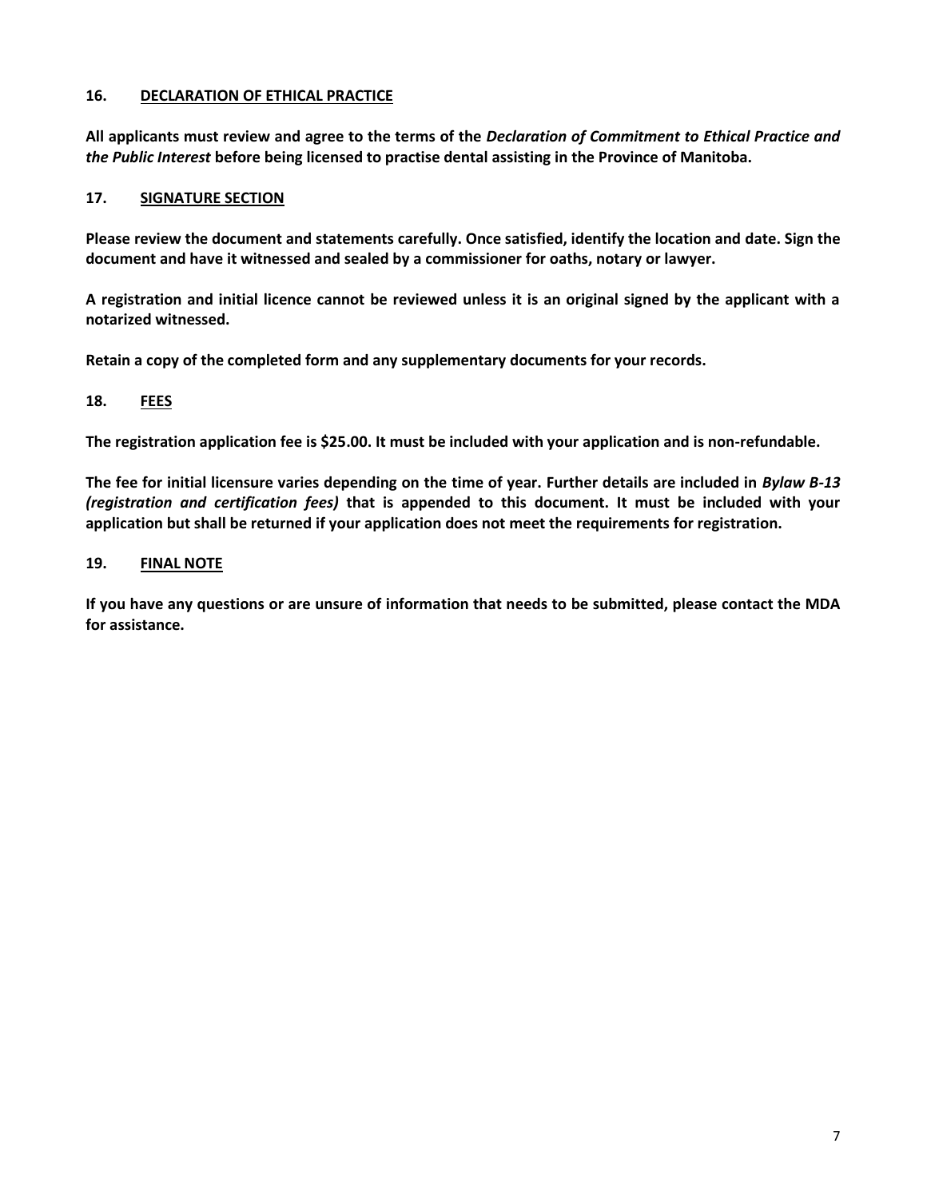## 16. DECLARATION OF ETHICAL PRACTICE

**All applicants must review and agree to the terms of the *Declaration of Commitment to Ethical Practice and the Public Interest* before being licensed to practise dental assisting in the Province of Manitoba.**

## 17. SIGNATURE SECTION

**Please review the document and statements carefully. Once satisfied, identify the location and date. Sign the document and have it witnessed and sealed by a commissioner for oaths, notary or lawyer.**

**A registration and initial licence cannot be reviewed unless it is an original signed by the applicant with a notarized witnessed.**

**Retain a copy of the completed form and any supplementary documents for your records.**

## 18. FEES

**The registration application fee is $25.00. It must be included with your application and is non-refundable.**

**The fee for initial licensure varies depending on the time of year. Further details are included in *Bylaw B-13 (registration and certification fees)* that is appended to this document. It must be included with your application but shall be returned if your application does not meet the requirements for registration.**

## 19. FINAL NOTE

**If you have any questions or are unsure of information that needs to be submitted, please contact the MDA for assistance.**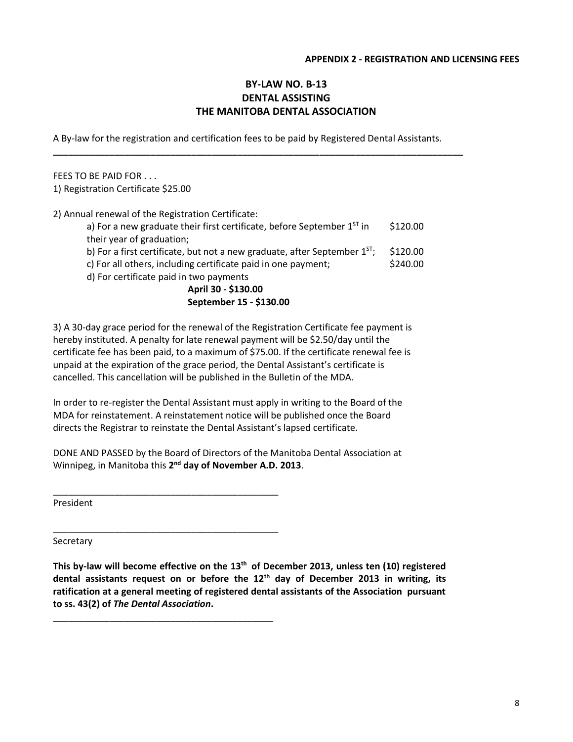**APPENDIX 2 - REGISTRATION AND LICENSING FEES**

# BY-LAW NO. B-13
# DENTAL ASSISTING
# THE MANITOBA DENTAL ASSOCIATION

A By-law for the registration and certification fees to be paid by Registered Dental Assistants.

---

FEES TO BE PAID FOR . . .

1) Registration Certificate $25.00

2) Annual renewal of the Registration Certificate:

| | |
|---|---|
| a) For a new graduate their first certificate, before September 1ST in their year of graduation; | $120.00 |
| b) For a first certificate, but not a new graduate, after September 1ST; | $120.00 |
| c) For all others, including certificate paid in one payment; | $240.00 |
| d) For certificate paid in two payments | |

**April 30 - $130.00**
**September 15 - $130.00**

3) A 30-day grace period for the renewal of the Registration Certificate fee payment is hereby instituted. A penalty for late renewal payment will be $2.50/day until the certificate fee has been paid, to a maximum of $75.00. If the certificate renewal fee is unpaid at the expiration of the grace period, the Dental Assistant's certificate is cancelled. This cancellation will be published in the Bulletin of the MDA.

In order to re-register the Dental Assistant must apply in writing to the Board of the MDA for reinstatement. A reinstatement notice will be published once the Board directs the Registrar to reinstate the Dental Assistant's lapsed certificate.

DONE AND PASSED by the Board of Directors of the Manitoba Dental Association at Winnipeg, in Manitoba this **2nd day of November A.D. 2013**.

\_\_\_\_\_\_\_\_\_\_\_\_\_\_\_\_\_\_\_\_\_\_\_\_\_\_\_\_\_\_\_\_\_\_\_\_\_\_\_\_\_\_\_\_
President

\_\_\_\_\_\_\_\_\_\_\_\_\_\_\_\_\_\_\_\_\_\_\_\_\_\_\_\_\_\_\_\_\_\_\_\_\_\_\_\_\_\_\_\_
Secretary

**This by-law will become effective on the 13th of December 2013, unless ten (10) registered dental assistants request on or before the 12th day of December 2013 in writing, its ratification at a general meeting of registered dental assistants of the Association pursuant to ss. 43(2) of *The Dental Association*.**

\_\_\_\_\_\_\_\_\_\_\_\_\_\_\_\_\_\_\_\_\_\_\_\_\_\_\_\_\_\_\_\_\_\_\_\_\_\_\_\_\_\_\_\_